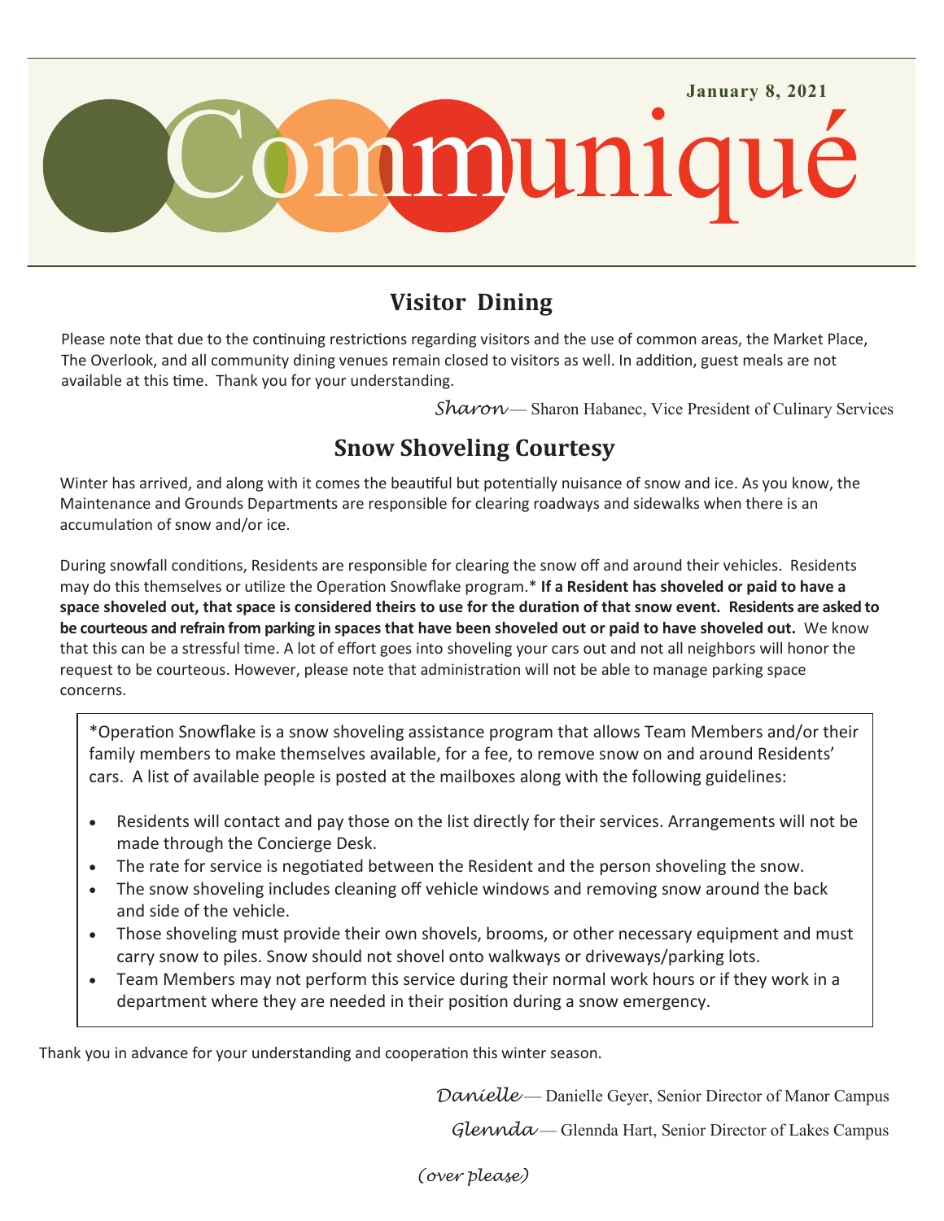# Communiqué

**January 8, 2021**

## Visitor Dining

Please note that due to the continuing restrictions regarding visitors and the use of common areas, the Market Place, The Overlook, and all community dining venues remain closed to visitors as well. In addition, guest meals are not available at this time. Thank you for your understanding.

*Sharon* — Sharon Habanec, Vice President of Culinary Services

## Snow Shoveling Courtesy

Winter has arrived, and along with it comes the beautiful but potentially nuisance of snow and ice. As you know, the Maintenance and Grounds Departments are responsible for clearing roadways and sidewalks when there is an accumulation of snow and/or ice.

During snowfall conditions, Residents are responsible for clearing the snow off and around their vehicles. Residents may do this themselves or utilize the Operation Snowflake program.* **If a Resident has shoveled or paid to have a space shoveled out, that space is considered theirs to use for the duration of that snow event. Residents are asked to be courteous and refrain from parking in spaces that have been shoveled out or paid to have shoveled out.** We know that this can be a stressful time. A lot of effort goes into shoveling your cars out and not all neighbors will honor the request to be courteous. However, please note that administration will not be able to manage parking space concerns.

*Operation Snowflake is a snow shoveling assistance program that allows Team Members and/or their family members to make themselves available, for a fee, to remove snow on and around Residents' cars. A list of available people is posted at the mailboxes along with the following guidelines:

- Residents will contact and pay those on the list directly for their services. Arrangements will not be made through the Concierge Desk.
- The rate for service is negotiated between the Resident and the person shoveling the snow.
- The snow shoveling includes cleaning off vehicle windows and removing snow around the back and side of the vehicle.
- Those shoveling must provide their own shovels, brooms, or other necessary equipment and must carry snow to piles. Snow should not shovel onto walkways or driveways/parking lots.
- Team Members may not perform this service during their normal work hours or if they work in a department where they are needed in their position during a snow emergency.

Thank you in advance for your understanding and cooperation this winter season.

*Danielle* — Danielle Geyer, Senior Director of Manor Campus

*Glennda* — Glennda Hart, Senior Director of Lakes Campus

*(over please)*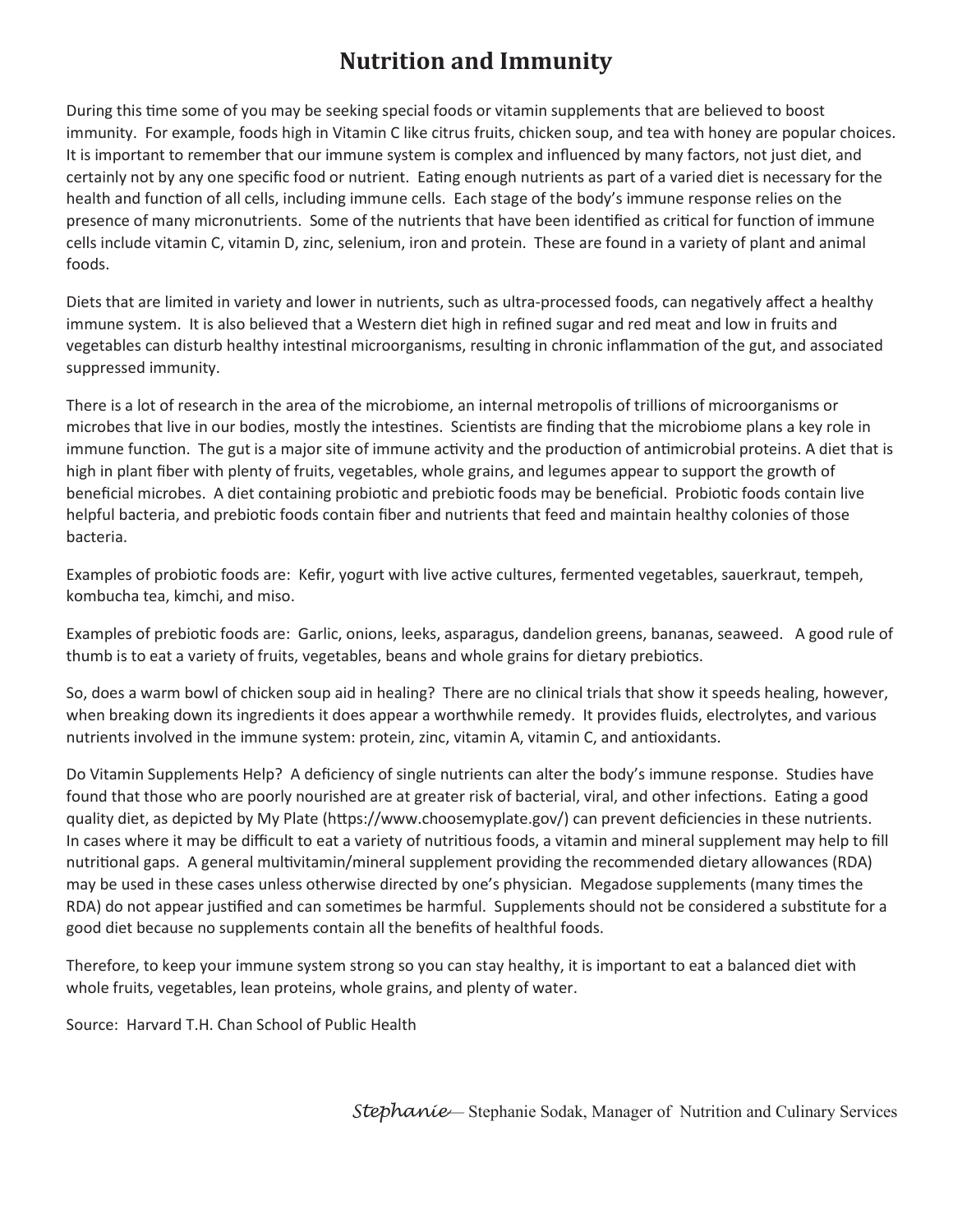# Nutrition and Immunity

During this time some of you may be seeking special foods or vitamin supplements that are believed to boost immunity. For example, foods high in Vitamin C like citrus fruits, chicken soup, and tea with honey are popular choices. It is important to remember that our immune system is complex and influenced by many factors, not just diet, and certainly not by any one specific food or nutrient. Eating enough nutrients as part of a varied diet is necessary for the health and function of all cells, including immune cells. Each stage of the body's immune response relies on the presence of many micronutrients. Some of the nutrients that have been identified as critical for function of immune cells include vitamin C, vitamin D, zinc, selenium, iron and protein. These are found in a variety of plant and animal foods.

Diets that are limited in variety and lower in nutrients, such as ultra-processed foods, can negatively affect a healthy immune system. It is also believed that a Western diet high in refined sugar and red meat and low in fruits and vegetables can disturb healthy intestinal microorganisms, resulting in chronic inflammation of the gut, and associated suppressed immunity.

There is a lot of research in the area of the microbiome, an internal metropolis of trillions of microorganisms or microbes that live in our bodies, mostly the intestines. Scientists are finding that the microbiome plans a key role in immune function. The gut is a major site of immune activity and the production of antimicrobial proteins. A diet that is high in plant fiber with plenty of fruits, vegetables, whole grains, and legumes appear to support the growth of beneficial microbes. A diet containing probiotic and prebiotic foods may be beneficial. Probiotic foods contain live helpful bacteria, and prebiotic foods contain fiber and nutrients that feed and maintain healthy colonies of those bacteria.

Examples of probiotic foods are: Kefir, yogurt with live active cultures, fermented vegetables, sauerkraut, tempeh, kombucha tea, kimchi, and miso.

Examples of prebiotic foods are: Garlic, onions, leeks, asparagus, dandelion greens, bananas, seaweed. A good rule of thumb is to eat a variety of fruits, vegetables, beans and whole grains for dietary prebiotics.

So, does a warm bowl of chicken soup aid in healing? There are no clinical trials that show it speeds healing, however, when breaking down its ingredients it does appear a worthwhile remedy. It provides fluids, electrolytes, and various nutrients involved in the immune system: protein, zinc, vitamin A, vitamin C, and antioxidants.

Do Vitamin Supplements Help? A deficiency of single nutrients can alter the body's immune response. Studies have found that those who are poorly nourished are at greater risk of bacterial, viral, and other infections. Eating a good quality diet, as depicted by My Plate (https://www.choosemyplate.gov/) can prevent deficiencies in these nutrients. In cases where it may be difficult to eat a variety of nutritious foods, a vitamin and mineral supplement may help to fill nutritional gaps. A general multivitamin/mineral supplement providing the recommended dietary allowances (RDA) may be used in these cases unless otherwise directed by one's physician. Megadose supplements (many times the RDA) do not appear justified and can sometimes be harmful. Supplements should not be considered a substitute for a good diet because no supplements contain all the benefits of healthful foods.

Therefore, to keep your immune system strong so you can stay healthy, it is important to eat a balanced diet with whole fruits, vegetables, lean proteins, whole grains, and plenty of water.

Source: Harvard T.H. Chan School of Public Health

*Stephanie*— Stephanie Sodak, Manager of Nutrition and Culinary Services